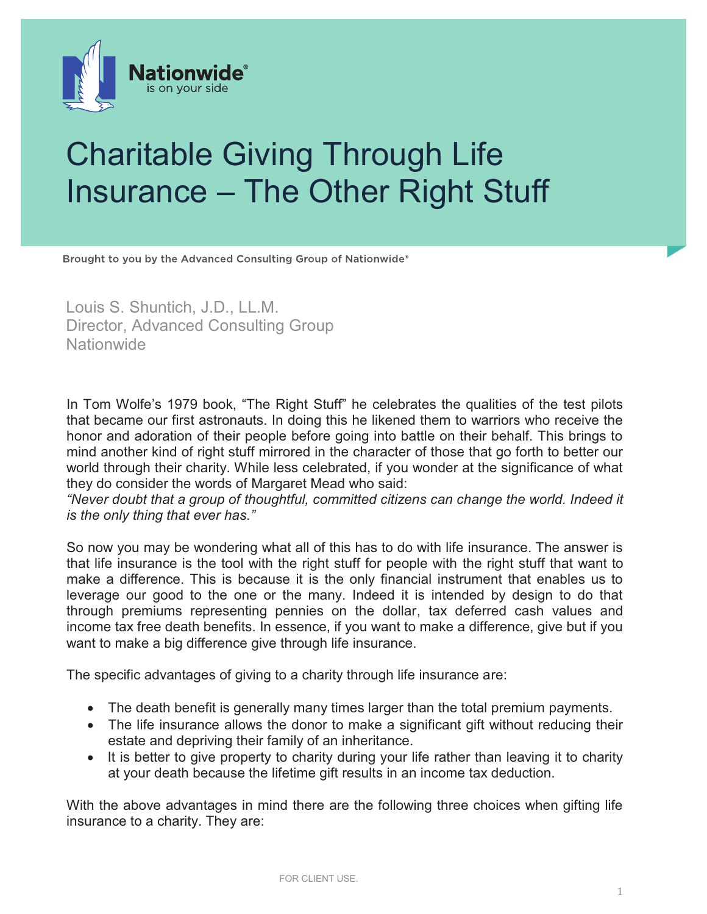Nationwide®
is on your side

# Charitable Giving Through Life Insurance – The Other Right Stuff

Brought to you by the Advanced Consulting Group of Nationwide®

Louis S. Shuntich, J.D., LL.M.
Director, Advanced Consulting Group
Nationwide

In Tom Wolfe's 1979 book, "The Right Stuff" he celebrates the qualities of the test pilots that became our first astronauts. In doing this he likened them to warriors who receive the honor and adoration of their people before going into battle on their behalf. This brings to mind another kind of right stuff mirrored in the character of those that go forth to better our world through their charity. While less celebrated, if you wonder at the significance of what they do consider the words of Margaret Mead who said:
*"Never doubt that a group of thoughtful, committed citizens can change the world. Indeed it is the only thing that ever has."*

So now you may be wondering what all of this has to do with life insurance. The answer is that life insurance is the tool with the right stuff for people with the right stuff that want to make a difference. This is because it is the only financial instrument that enables us to leverage our good to the one or the many. Indeed it is intended by design to do that through premiums representing pennies on the dollar, tax deferred cash values and income tax free death benefits. In essence, if you want to make a difference, give but if you want to make a big difference give through life insurance.

The specific advantages of giving to a charity through life insurance are:

- The death benefit is generally many times larger than the total premium payments.
- The life insurance allows the donor to make a significant gift without reducing their estate and depriving their family of an inheritance.
- It is better to give property to charity during your life rather than leaving it to charity at your death because the lifetime gift results in an income tax deduction.

With the above advantages in mind there are the following three choices when gifting life insurance to a charity. They are:

FOR CLIENT USE.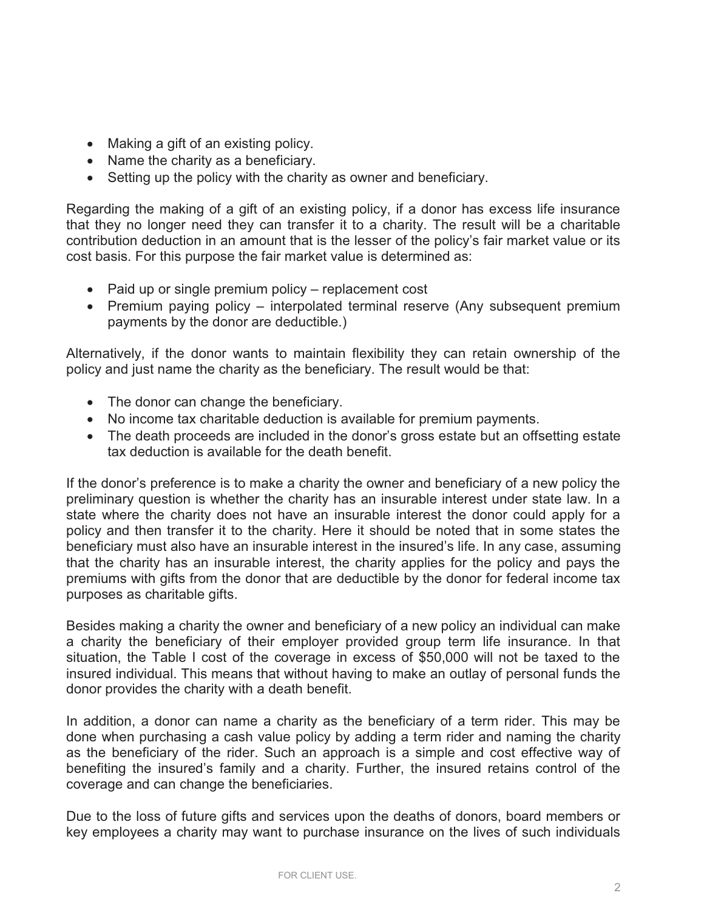- Making a gift of an existing policy.
- Name the charity as a beneficiary.
- Setting up the policy with the charity as owner and beneficiary.

Regarding the making of a gift of an existing policy, if a donor has excess life insurance that they no longer need they can transfer it to a charity. The result will be a charitable contribution deduction in an amount that is the lesser of the policy's fair market value or its cost basis. For this purpose the fair market value is determined as:

- Paid up or single premium policy – replacement cost
- Premium paying policy – interpolated terminal reserve (Any subsequent premium payments by the donor are deductible.)

Alternatively, if the donor wants to maintain flexibility they can retain ownership of the policy and just name the charity as the beneficiary. The result would be that:

- The donor can change the beneficiary.
- No income tax charitable deduction is available for premium payments.
- The death proceeds are included in the donor's gross estate but an offsetting estate tax deduction is available for the death benefit.

If the donor's preference is to make a charity the owner and beneficiary of a new policy the preliminary question is whether the charity has an insurable interest under state law. In a state where the charity does not have an insurable interest the donor could apply for a policy and then transfer it to the charity. Here it should be noted that in some states the beneficiary must also have an insurable interest in the insured's life. In any case, assuming that the charity has an insurable interest, the charity applies for the policy and pays the premiums with gifts from the donor that are deductible by the donor for federal income tax purposes as charitable gifts.

Besides making a charity the owner and beneficiary of a new policy an individual can make a charity the beneficiary of their employer provided group term life insurance. In that situation, the Table I cost of the coverage in excess of $50,000 will not be taxed to the insured individual. This means that without having to make an outlay of personal funds the donor provides the charity with a death benefit.

In addition, a donor can name a charity as the beneficiary of a term rider. This may be done when purchasing a cash value policy by adding a term rider and naming the charity as the beneficiary of the rider. Such an approach is a simple and cost effective way of benefiting the insured's family and a charity. Further, the insured retains control of the coverage and can change the beneficiaries.

Due to the loss of future gifts and services upon the deaths of donors, board members or key employees a charity may want to purchase insurance on the lives of such individuals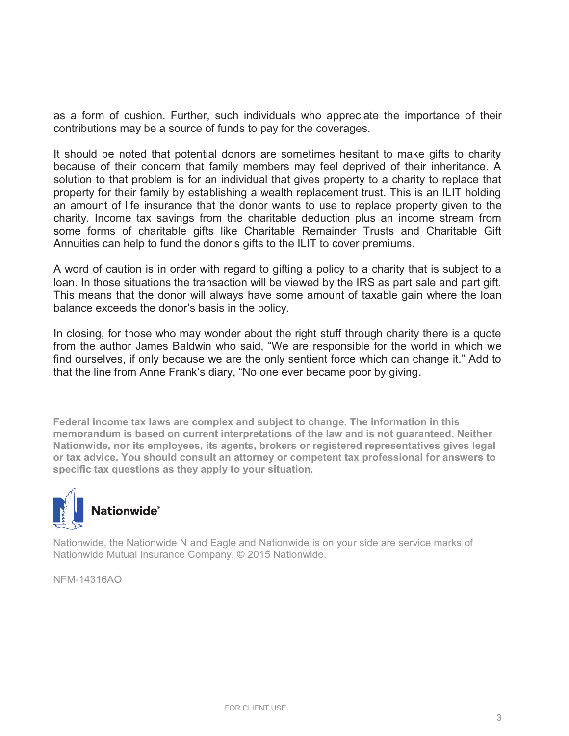as a form of cushion. Further, such individuals who appreciate the importance of their contributions may be a source of funds to pay for the coverages.

It should be noted that potential donors are sometimes hesitant to make gifts to charity because of their concern that family members may feel deprived of their inheritance. A solution to that problem is for an individual that gives property to a charity to replace that property for their family by establishing a wealth replacement trust. This is an ILIT holding an amount of life insurance that the donor wants to use to replace property given to the charity. Income tax savings from the charitable deduction plus an income stream from some forms of charitable gifts like Charitable Remainder Trusts and Charitable Gift Annuities can help to fund the donor's gifts to the ILIT to cover premiums.

A word of caution is in order with regard to gifting a policy to a charity that is subject to a loan. In those situations the transaction will be viewed by the IRS as part sale and part gift. This means that the donor will always have some amount of taxable gain where the loan balance exceeds the donor's basis in the policy.

In closing, for those who may wonder about the right stuff through charity there is a quote from the author James Baldwin who said, "We are responsible for the world in which we find ourselves, if only because we are the only sentient force which can change it." Add to that the line from Anne Frank's diary, "No one ever became poor by giving.

**Federal income tax laws are complex and subject to change. The information in this memorandum is based on current interpretations of the law and is not guaranteed. Neither Nationwide, nor its employees, its agents, brokers or registered representatives gives legal or tax advice. You should consult an attorney or competent tax professional for answers to specific tax questions as they apply to your situation.**

Nationwide®

Nationwide, the Nationwide N and Eagle and Nationwide is on your side are service marks of Nationwide Mutual Insurance Company. © 2015 Nationwide.

NFM-14316AO

FOR CLIENT USE.